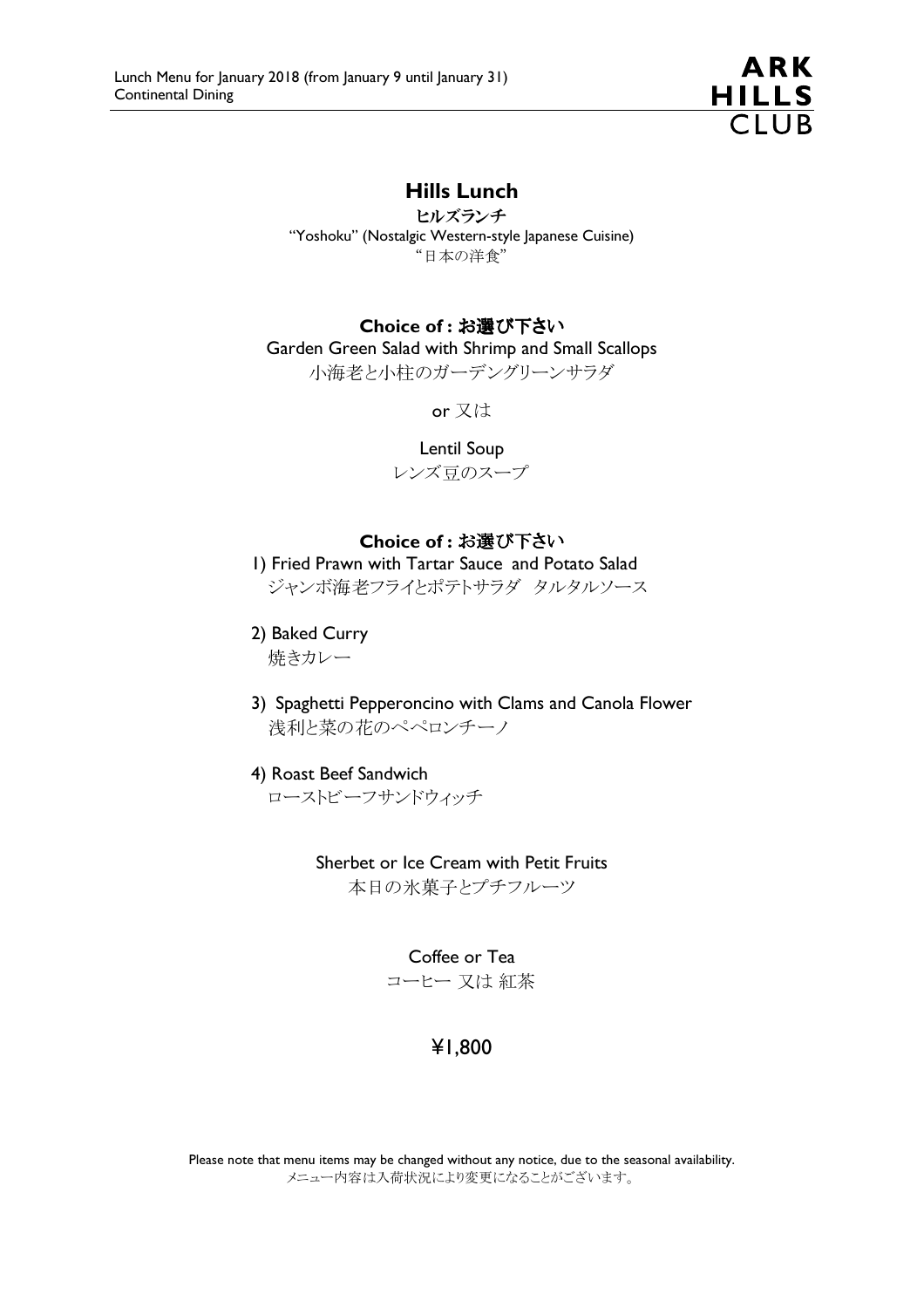Lunch Menu for January 2018 (from January 9 until January 31)
Continental Dining

ARK HILLS CLUB

## Hills Lunch

**ヒルズランチ**

"Yoshoku" (Nostalgic Western-style Japanese Cuisine)
"日本の洋食"

**Choice of : お選び下さい**

Garden Green Salad with Shrimp and Small Scallops
小海老と小柱のガーデングリーンサラダ

or 又は

Lentil Soup
レンズ豆のスープ

**Choice of : お選び下さい**

1) Fried Prawn with Tartar Sauce and Potato Salad
ジャンボ海老フライとポテトサラダ　タルタルソース

2) Baked Curry
焼きカレー

3) Spaghetti Pepperoncino with Clams and Canola Flower
浅利と菜の花のペペロンチーノ

4) Roast Beef Sandwich
ローストビーフサンドウィッチ

Sherbet or Ice Cream with Petit Fruits
本日の氷菓子とプチフルーツ

Coffee or Tea
コーヒー 又は 紅茶

¥1,800

Please note that menu items may be changed without any notice, due to the seasonal availability.
メニュー内容は入荷状況により変更になることがございます。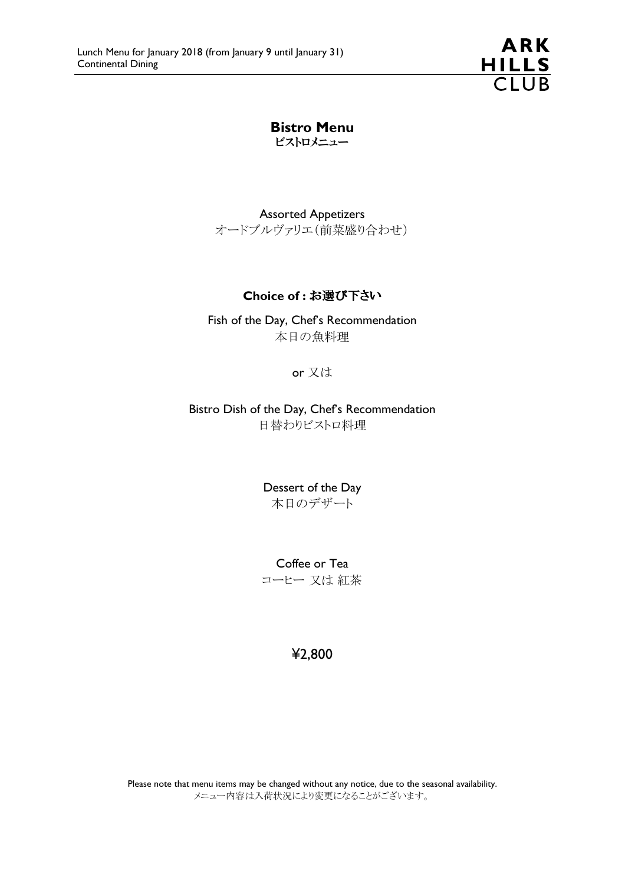Lunch Menu for January 2018 (from January 9 until January 31)
Continental Dining

ARK HILLS CLUB

# Bistro Menu
## ビストロメニュー

Assorted Appetizers
オードブルヴァリエ(前菜盛り合わせ)

**Choice of : お選び下さい**

Fish of the Day, Chef's Recommendation
本日の魚料理

or 又は

Bistro Dish of the Day, Chef's Recommendation
日替わりビストロ料理

Dessert of the Day
本日のデザート

Coffee or Tea
コーヒー 又は 紅茶

¥2,800

Please note that menu items may be changed without any notice, due to the seasonal availability.
メニュー内容は入荷状況により変更になることがございます。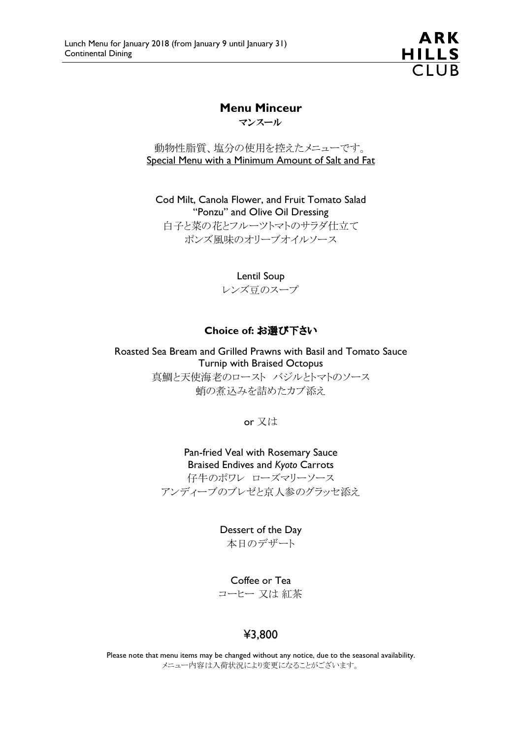# Menu Minceur

マンスール

動物性脂質、塩分の使用を控えたメニューです。
Special Menu with a Minimum Amount of Salt and Fat

Cod Milt, Canola Flower, and Fruit Tomato Salad
"Ponzu" and Olive Oil Dressing
白子と菜の花とフルーツトマトのサラダ仕立て
ポンズ風味のオリーブオイルソース

Lentil Soup
レンズ豆のスープ

**Choice of: お選び下さい**

Roasted Sea Bream and Grilled Prawns with Basil and Tomato Sauce
Turnip with Braised Octopus
真鯛と天使海老のロースト　バジルとトマトのソース
蛸の煮込みを詰めたカブ添え

or 又は

Pan-fried Veal with Rosemary Sauce
Braised Endives and *Kyoto* Carrots
仔牛のポワレ　ローズマリーソース
アンディーブのブレゼと京人参のグラッセ添え

Dessert of the Day
本日のデザート

Coffee or Tea
コーヒー 又は 紅茶

¥3,800

Please note that menu items may be changed without any notice, due to the seasonal availability.
メニュー内容は入荷状況により変更になることがございます。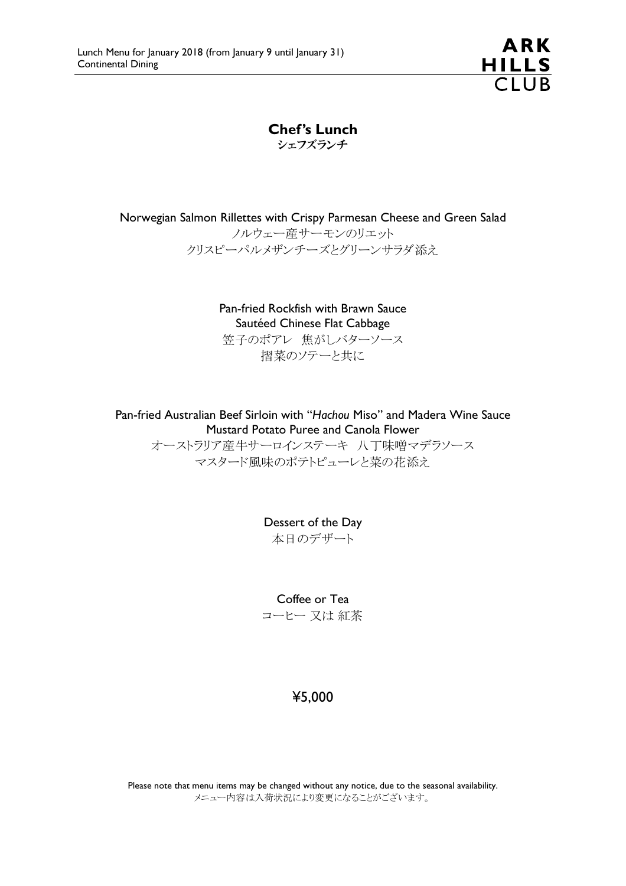# Chef's Lunch
## シェフズランチ

Norwegian Salmon Rillettes with Crispy Parmesan Cheese and Green Salad
ノルウェー産サーモンのリエット
クリスピーパルメザンチーズとグリーンサラダ添え

Pan-fried Rockfish with Brawn Sauce
Sautéed Chinese Flat Cabbage
笠子のポアレ　焦がしバターソース
搨菜のソテーと共に

Pan-fried Australian Beef Sirloin with "*Hachou* Miso" and Madera Wine Sauce
Mustard Potato Puree and Canola Flower
オーストラリア産牛サーロインステーキ　八丁味噌マデラソース
マスタード風味のポテトピューレと菜の花添え

Dessert of the Day
本日のデザート

Coffee or Tea
コーヒー 又は 紅茶

¥5,000

Please note that menu items may be changed without any notice, due to the seasonal availability.
メニュー内容は入荷状況により変更になることがございます。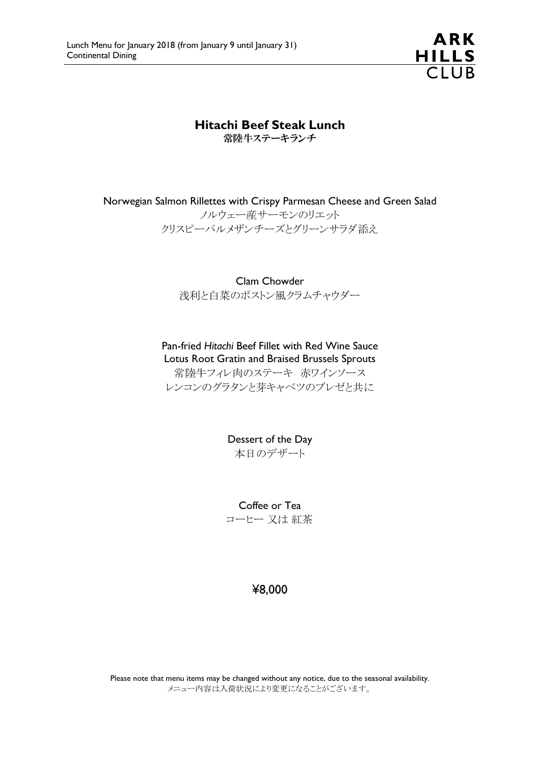# Hitachi Beef Steak Lunch
## 常陸牛ステーキランチ

Norwegian Salmon Rillettes with Crispy Parmesan Cheese and Green Salad
ノルウェー産サーモンのリエット
クリスピーパルメザンチーズとグリーンサラダ添え

Clam Chowder
浅利と白菜のボストン風クラムチャウダー

Pan-fried *Hitachi* Beef Fillet with Red Wine Sauce
Lotus Root Gratin and Braised Brussels Sprouts
常陸牛フィレ肉のステーキ　赤ワインソース
レンコンのグラタンと芽キャベツのブレゼと共に

Dessert of the Day
本日のデザート

Coffee or Tea
コーヒー 又は 紅茶

¥8,000

Please note that menu items may be changed without any notice, due to the seasonal availability.
メニュー内容は入荷状況により変更になることがございます。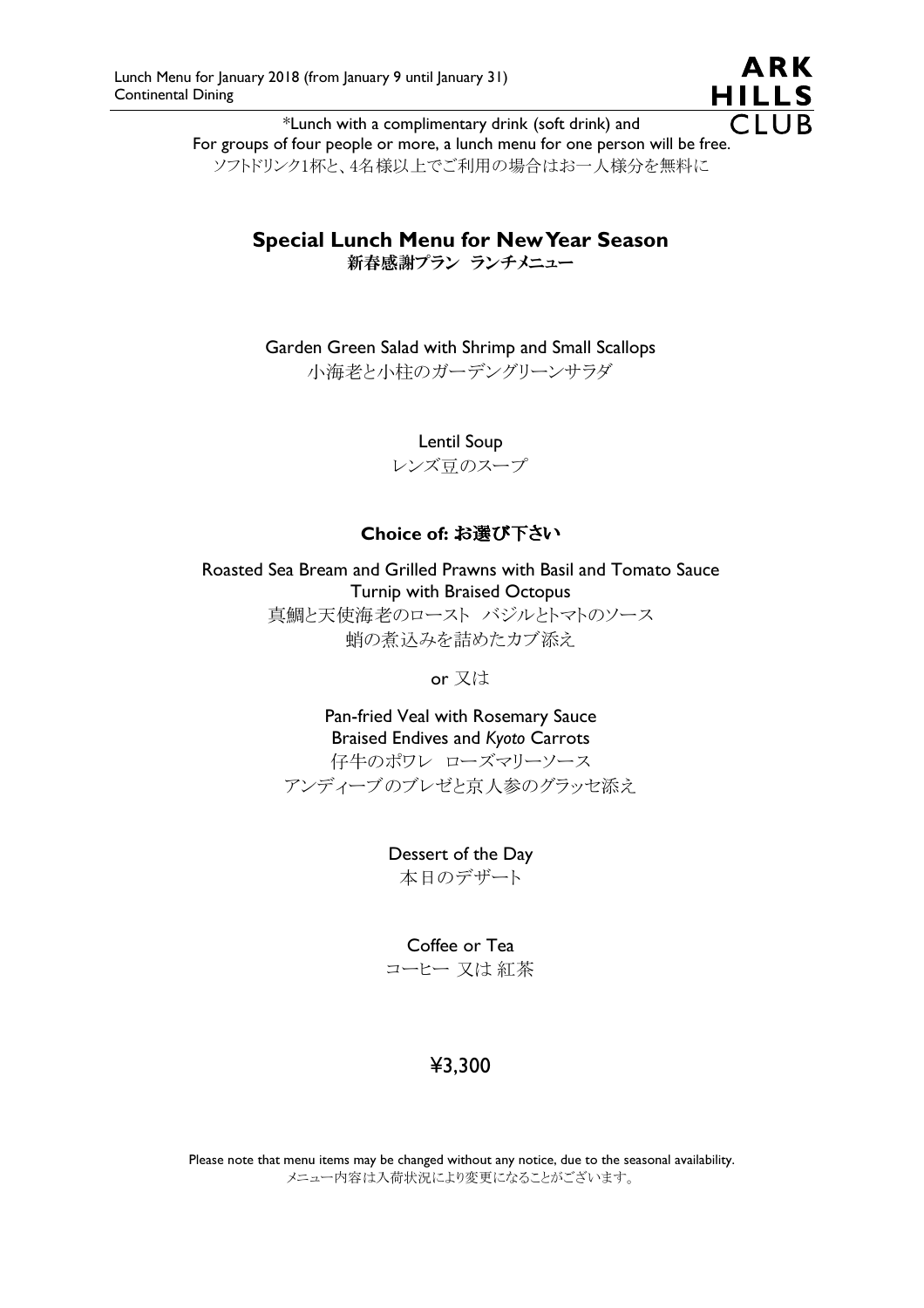Lunch Menu for January 2018 (from January 9 until January 31)
Continental Dining

ARK HILLS CLUB

*Lunch with a complimentary drink (soft drink) and
For groups of four people or more, a lunch menu for one person will be free.
ソフトドリンク1杯と、4名様以上でご利用の場合はお一人様分を無料に

## Special Lunch Menu for New Year Season
**新春感謝プラン　ランチメニュー**

Garden Green Salad with Shrimp and Small Scallops
小海老と小柱のガーデングリーンサラダ

Lentil Soup
レンズ豆のスープ

**Choice of: お選び下さい**

Roasted Sea Bream and Grilled Prawns with Basil and Tomato Sauce
Turnip with Braised Octopus
真鯛と天使海老のロースト　バジルとトマトのソース
蛸の煮込みを詰めたカブ添え

or 又は

Pan-fried Veal with Rosemary Sauce
Braised Endives and *Kyoto* Carrots
仔牛のポワレ　ローズマリーソース
アンディーブのブレゼと京人参のグラッセ添え

Dessert of the Day
本日のデザート

Coffee or Tea
コーヒー 又は 紅茶

¥3,300

Please note that menu items may be changed without any notice, due to the seasonal availability.
メニュー内容は入荷状況により変更になることがございます。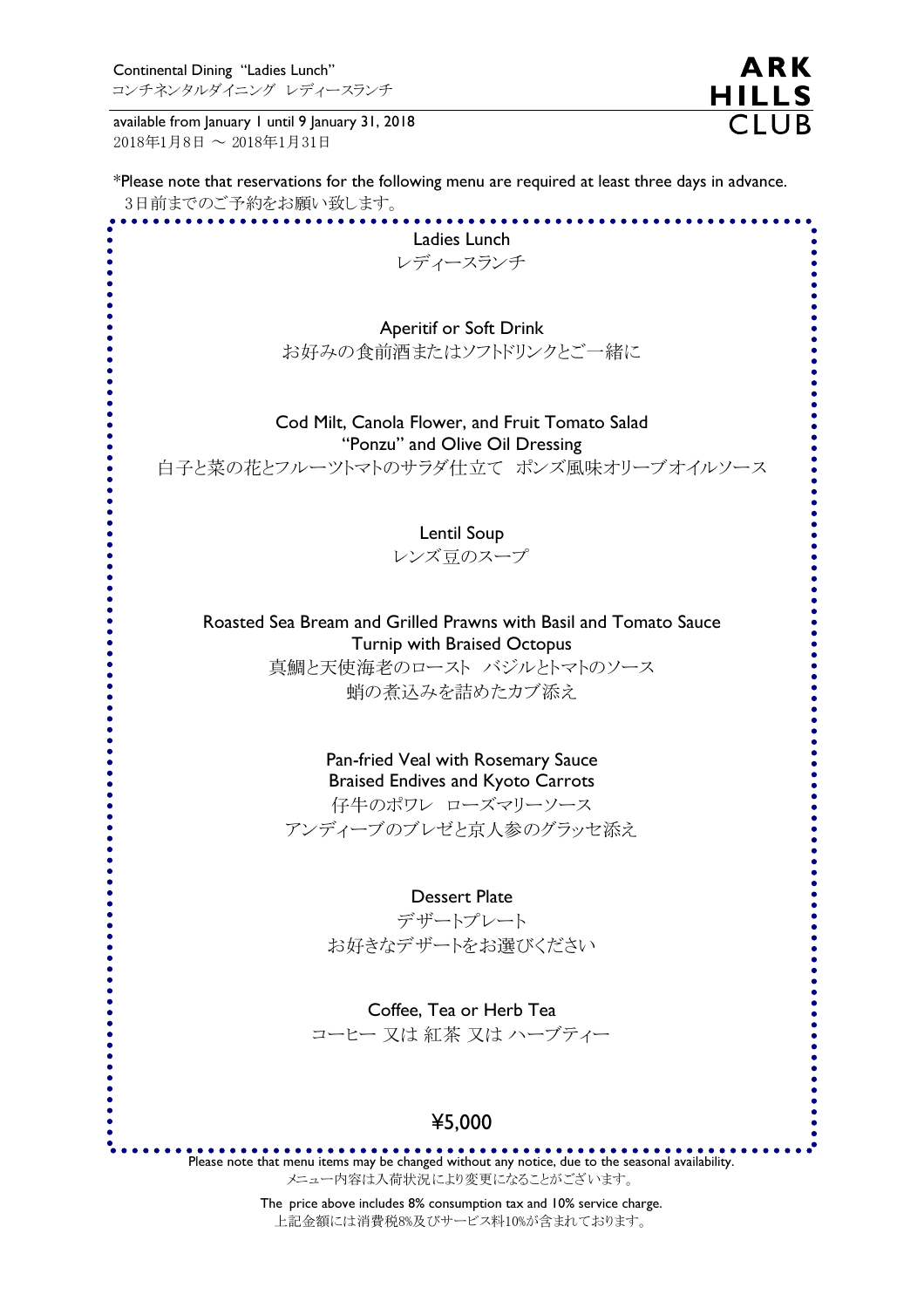Continental Dining "Ladies Lunch"
コンチネンタルダイニング レディースランチ

available from January 1 until 9 January 31, 2018
2018年1月8日 ～ 2018年1月31日

**ARK HILLS CLUB**

*Please note that reservations for the following menu are required at least three days in advance.
3日前までのご予約をお願い致します。

## Ladies Lunch
## レディースランチ

Aperitif or Soft Drink
お好みの食前酒またはソフトドリンクとご一緒に

Cod Milt, Canola Flower, and Fruit Tomato Salad
"Ponzu" and Olive Oil Dressing
白子と菜の花とフルーツトマトのサラダ仕立て　ポンズ風味オリーブオイルソース

Lentil Soup
レンズ豆のスープ

Roasted Sea Bream and Grilled Prawns with Basil and Tomato Sauce
Turnip with Braised Octopus
真鯛と天使海老のロースト　バジルとトマトのソース
蛸の煮込みを詰めたカブ添え

Pan-fried Veal with Rosemary Sauce
Braised Endives and Kyoto Carrots
仔牛のポワレ　ローズマリーソース
アンディーブのブレゼと京人参のグラッセ添え

Dessert Plate
デザートプレート
お好きなデザートをお選びください

Coffee, Tea or Herb Tea
コーヒー 又は 紅茶 又は ハーブティー

**¥5,000**

Please note that menu items may be changed without any notice, due to the seasonal availability.
メニュー内容は入荷状況により変更になることがございます。

The price above includes 8% consumption tax and 10% service charge.
上記金額には消費税8%及びサービス料10%が含まれております。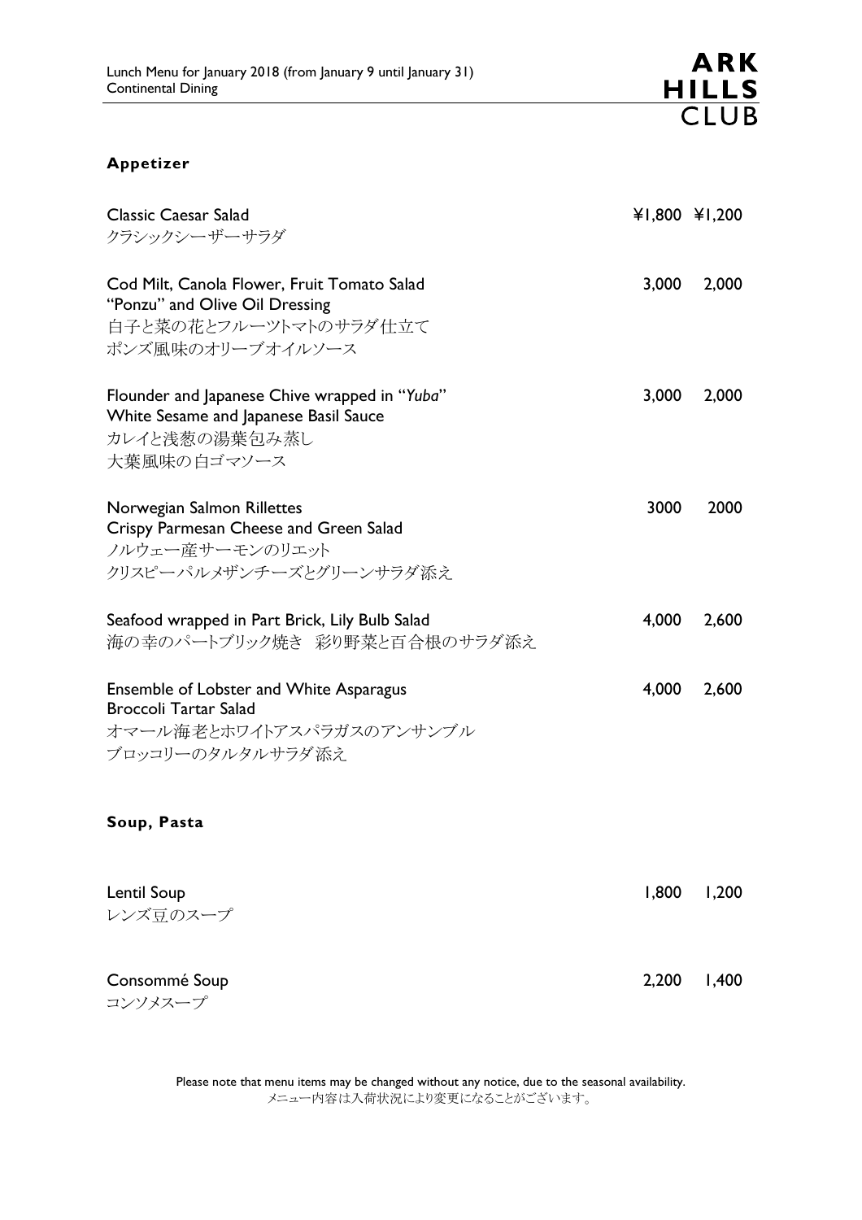Lunch Menu for January 2018 (from January 9 until January 31)
Continental Dining

ARK HILLS CLUB

### Appetizer

| | | |
|---|---|---|
| Classic Caesar Salad<br>クラシックシーザーサラダ | ¥1,800 | ¥1,200 |
| Cod Milt, Canola Flower, Fruit Tomato Salad<br>"Ponzu" and Olive Oil Dressing<br>白子と菜の花とフルーツトマトのサラダ仕立て<br>ポンズ風味のオリーブオイルソース | 3,000 | 2,000 |
| Flounder and Japanese Chive wrapped in "*Yuba*"<br>White Sesame and Japanese Basil Sauce<br>カレイと浅葱の湯葉包み蒸し<br>大葉風味の白ゴマソース | 3,000 | 2,000 |
| Norwegian Salmon Rillettes<br>Crispy Parmesan Cheese and Green Salad<br>ノルウェー産サーモンのリエット<br>クリスピーパルメザンチーズとグリーンサラダ添え | 3000 | 2000 |
| Seafood wrapped in Part Brick, Lily Bulb Salad<br>海の幸のパートブリック焼き　彩り野菜と百合根のサラダ添え | 4,000 | 2,600 |
| Ensemble of Lobster and White Asparagus<br>Broccoli Tartar Salad<br>オマール海老とホワイトアスパラガスのアンサンブル<br>ブロッコリーのタルタルサラダ添え | 4,000 | 2,600 |

### Soup, Pasta

| | | |
|---|---|---|
| Lentil Soup<br>レンズ豆のスープ | 1,800 | 1,200 |
| Consommé Soup<br>コンソメスープ | 2,200 | 1,400 |

Please note that menu items may be changed without any notice, due to the seasonal availability.
メニュー内容は入荷状況により変更になることがございます。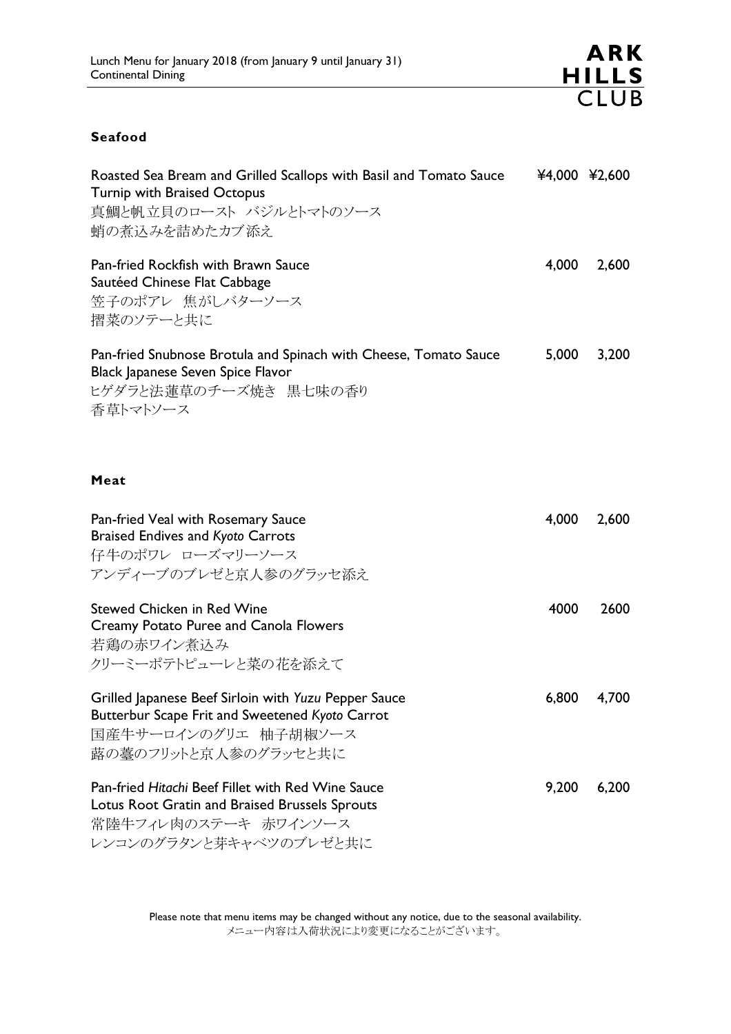Lunch Menu for January 2018 (from January 9 until January 31)
Continental Dining

**ARK HILLS CLUB**

### Seafood

| | | |
|---|---|---|
| Roasted Sea Bream and Grilled Scallops with Basil and Tomato Sauce<br>Turnip with Braised Octopus<br>真鯛と帆立貝のロースト　バジルとトマトのソース<br>蛸の煮込みを詰めたカブ添え | ¥4,000 | ¥2,600 |
| Pan-fried Rockfish with Brawn Sauce<br>Sautéed Chinese Flat Cabbage<br>笠子のポアレ　焦がしバターソース<br>摺菜のソテーと共に | 4,000 | 2,600 |
| Pan-fried Snubnose Brotula and Spinach with Cheese, Tomato Sauce<br>Black Japanese Seven Spice Flavor<br>ヒゲダラと法蓮草のチーズ焼き　黒七味の香り<br>香草トマトソース | 5,000 | 3,200 |

### Meat

| | | |
|---|---|---|
| Pan-fried Veal with Rosemary Sauce<br>Braised Endives and *Kyoto* Carrots<br>仔牛のポワレ　ローズマリーソース<br>アンディーブのブレゼと京人参のグラッセ添え | 4,000 | 2,600 |
| Stewed Chicken in Red Wine<br>Creamy Potato Puree and Canola Flowers<br>若鶏の赤ワイン煮込み<br>クリーミーポテトピューレと菜の花を添えて | 4000 | 2600 |
| Grilled Japanese Beef Sirloin with *Yuzu* Pepper Sauce<br>Butterbur Scape Frit and Sweetened *Kyoto* Carrot<br>国産牛サーロインのグリエ　柚子胡椒ソース<br>蕗の薹のフリットと京人参のグラッセと共に | 6,800 | 4,700 |
| Pan-fried *Hitachi* Beef Fillet with Red Wine Sauce<br>Lotus Root Gratin and Braised Brussels Sprouts<br>常陸牛フィレ肉のステーキ　赤ワインソース<br>レンコンのグラタンと芽キャベツのブレゼと共に | 9,200 | 6,200 |

Please note that menu items may be changed without any notice, due to the seasonal availability.
メニュー内容は入荷状況により変更になることがございます。